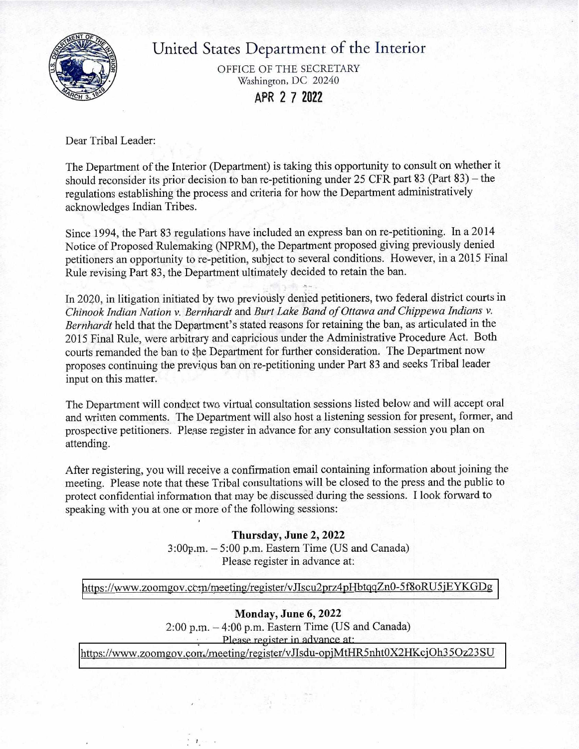# United States Department of the Interior

OFFICE OF THE SECRETARY
Washington, DC 20240

**APR 2 7 2022**

Dear Tribal Leader:

The Department of the Interior (Department) is taking this opportunity to consult on whether it should reconsider its prior decision to ban re-petitioning under 25 CFR part 83 (Part 83) – the regulations establishing the process and criteria for how the Department administratively acknowledges Indian Tribes.

Since 1994, the Part 83 regulations have included an express ban on re-petitioning. In a 2014 Notice of Proposed Rulemaking (NPRM), the Department proposed giving previously denied petitioners an opportunity to re-petition, subject to several conditions. However, in a 2015 Final Rule revising Part 83, the Department ultimately decided to retain the ban.

In 2020, in litigation initiated by two previously denied petitioners, two federal district courts in *Chinook Indian Nation v. Bernhardt* and *Burt Lake Band of Ottawa and Chippewa Indians v. Bernhardt* held that the Department's stated reasons for retaining the ban, as articulated in the 2015 Final Rule, were arbitrary and capricious under the Administrative Procedure Act. Both courts remanded the ban to the Department for further consideration. The Department now proposes continuing the previous ban on re-petitioning under Part 83 and seeks Tribal leader input on this matter.

The Department will conduct two virtual consultation sessions listed below and will accept oral and written comments. The Department will also host a listening session for present, former, and prospective petitioners. Please register in advance for any consultation session you plan on attending.

After registering, you will receive a confirmation email containing information about joining the meeting. Please note that these Tribal consultations will be closed to the press and the public to protect confidential information that may be discussed during the sessions. I look forward to speaking with you at one or more of the following sessions:

**Thursday, June 2, 2022**
3:00p.m. – 5:00 p.m. Eastern Time (US and Canada)
Please register in advance at:

https://www.zoomgov.com/meeting/register/vJIscu2prz4pHbtqqZn0-5f8oRU5jEYKGDg

**Monday, June 6, 2022**
2:00 p.m. – 4:00 p.m. Eastern Time (US and Canada)
Please register in advance at:

https://www.zoomgov.com/meeting/register/vJIsdu-opjMtHR5nht0X2HKcjOh35Oz23SU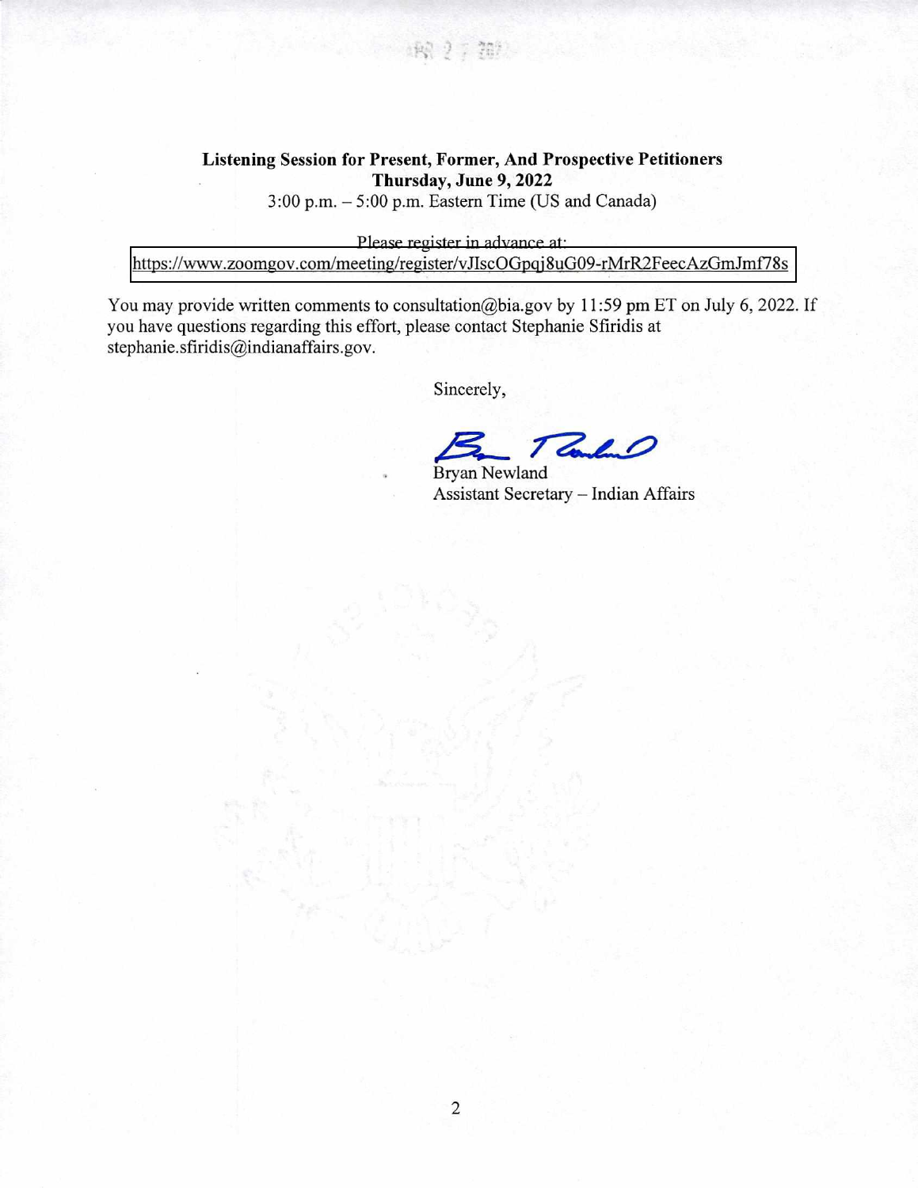**Listening Session for Present, Former, And Prospective Petitioners**
**Thursday, June 9, 2022**
3:00 p.m. – 5:00 p.m. Eastern Time (US and Canada)

Please register in advance at:
https://www.zoomgov.com/meeting/register/vJIscOGpqj8uG09-rMrR2FeecAzGmJmf78s

You may provide written comments to consultation@bia.gov by 11:59 pm ET on July 6, 2022. If you have questions regarding this effort, please contact Stephanie Sfiridis at stephanie.sfiridis@indianaffairs.gov.

Sincerely,

Bryan Newland
Assistant Secretary – Indian Affairs